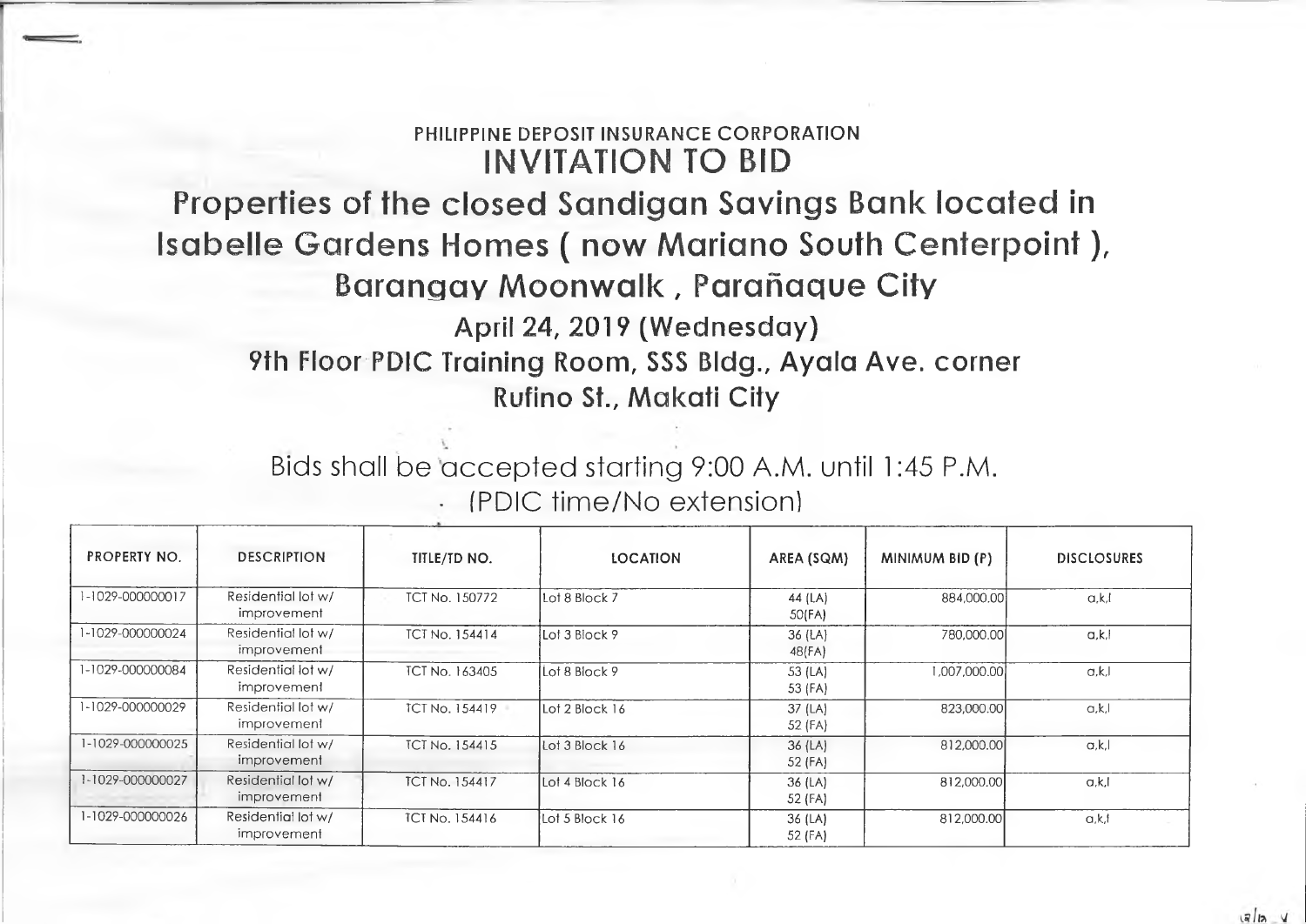PHILIPPINE DEPOSIT INSURANCE CORPORATION

# INVITATION TO BID

## Properties of the closed Sandigan Savings Bank located in Isabelle Gardens Homes ( now Mariano South Centerpoint ), Barangay Moonwalk , Parañaque City

### April 24, 2019 (Wednesday)

### 9th Floor PDIC Training Room, SSS Bldg., Ayala Ave. corner Rufino St., Makati City

Bids shall be accepted starting 9:00 A.M. until 1:45 P.M. (PDIC time/No extension)

| PROPERTY NO. | DESCRIPTION | TITLE/TD NO. | LOCATION | AREA (SQM) | MINIMUM BID (P) | DISCLOSURES |
|---|---|---|---|---|---|---|
| 1-1029-000000017 | Residential lot w/ improvement | TCT No. 150772 | Lot 8 Block 7 | 44 (LA) 50(FA) | 884,000.00 | a,k,l |
| 1-1029-000000024 | Residential lot w/ improvement | TCT No. 154414 | Lot 3 Block 9 | 36 (LA) 48(FA) | 780,000.00 | a,k,l |
| 1-1029-000000084 | Residential lot w/ improvement | TCT No. 163405 | Lot 8 Block 9 | 53 (LA) 53 (FA) | 1,007,000.00 | a,k,l |
| 1-1029-000000029 | Residential lot w/ improvement | TCT No. 154419 | Lot 2 Block 16 | 37 (LA) 52 (FA) | 823,000.00 | a,k,l |
| 1-1029-000000025 | Residential lot w/ improvement | TCT No. 154415 | Lot 3 Block 16 | 36 (LA) 52 (FA) | 812,000.00 | a,k,l |
| 1-1029-000000027 | Residential lot w/ improvement | TCT No. 154417 | Lot 4 Block 16 | 36 (LA) 52 (FA) | 812,000.00 | a,k,l |
| 1-1029-000000026 | Residential lot w/ improvement | TCT No. 154416 | Lot 5 Block 16 | 36 (LA) 52 (FA) | 812,000.00 | a,k,l |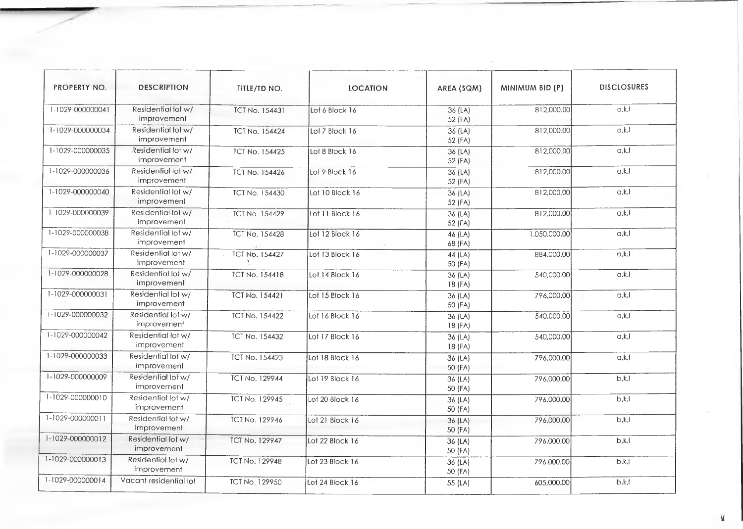| PROPERTY NO. | DESCRIPTION | TITLE/TD NO. | LOCATION | AREA (SQM) | MINIMUM BID (P) | DISCLOSURES |
|---|---|---|---|---|---|---|
| 1-1029-000000041 | Residential lot w/ improvement | TCT No. 154431 | Lot 6 Block 16 | 36 (LA) 52 (FA) | 812,000.00 | a,k,l |
| 1-1029-000000034 | Residential lot w/ improvement | TCT No. 154424 | Lot 7 Block 16 | 36 (LA) 52 (FA) | 812,000.00 | a,k,l |
| 1-1029-000000035 | Residential lot w/ improvement | TCT No. 154425 | Lot 8 Block 16 | 36 (LA) 52 (FA) | 812,000.00 | a,k,l |
| 1-1029-000000036 | Residential lot w/ improvement | TCT No. 154426 | Lot 9 Block 16 | 36 (LA) 52 (FA) | 812,000.00 | a,k,l |
| 1-1029-000000040 | Residential lot w/ improvement | TCT No. 154430 | Lot 10 Block 16 | 36 (LA) 52 (FA) | 812,000.00 | a,k,l |
| 1-1029-000000039 | Residential lot w/ improvement | TCT No. 154429 | Lot 11 Block 16 | 36 (LA) 52 (FA) | 812,000.00 | a,k,l |
| 1-1029-000000038 | Residential lot w/ improvement | TCT No. 154428 | Lot 12 Block 16 | 46 (LA) 68 (FA) | 1,050,000.00 | a,k,l |
| 1-1029-000000037 | Residential lot w/ improvement | TCT No. 154427 | Lot 13 Block 16 | 44 (LA) 50 (FA) | 884,000.00 | a,k,l |
| 1-1029-000000028 | Residential lot w/ improvement | TCT No. 154418 | Lot 14 Block 16 | 36 (LA) 18 (FA) | 540,000.00 | a,k,l |
| 1-1029-000000031 | Residential lot w/ improvement | TCT No. 154421 | Lot 15 Block 16 | 36 (LA) 50 (FA) | 796,000.00 | a,k,l |
| 1-1029-000000032 | Residential lot w/ improvement | TCT No. 154422 | Lot 16 Block 16 | 36 (LA) 18 (FA) | 540,000.00 | a,k,l |
| 1-1029-000000042 | Residential lot w/ improvement | TCT No. 154432 | Lot 17 Block 16 | 36 (LA) 18 (FA) | 540,000.00 | a,k,l |
| 1-1029-000000033 | Residential lot w/ improvement | TCT No. 154423 | Lot 18 Block 16 | 36 (LA) 50 (FA) | 796,000.00 | a,k,l |
| 1-1029-000000009 | Residential lot w/ improvement | TCT No. 129944 | Lot 19 Block 16 | 36 (LA) 50 (FA) | 796,000.00 | b,k,l |
| 1-1029-000000010 | Residential lot w/ improvement | TCT No. 129945 | Lot 20 Block 16 | 36 (LA) 50 (FA) | 796,000.00 | b,k,l |
| 1-1029-000000011 | Residential lot w/ improvement | TCT No. 129946 | Lot 21 Block 16 | 36 (LA) 50 (FA) | 796,000.00 | b,k,l |
| 1-1029-000000012 | Residential lot w/ improvement | TCT No. 129947 | Lot 22 Block 16 | 36 (LA) 50 (FA) | 796,000.00 | b,k,l |
| 1-1029-000000013 | Residential lot w/ improvement | TCT No. 129948 | Lot 23 Block 16 | 36 (LA) 50 (FA) | 796,000.00 | b,k,l |
| 1-1029-000000014 | Vacant residential lot | TCT No. 129950 | Lot 24 Block 16 | 55 (LA) | 605,000.00 | b,k,l |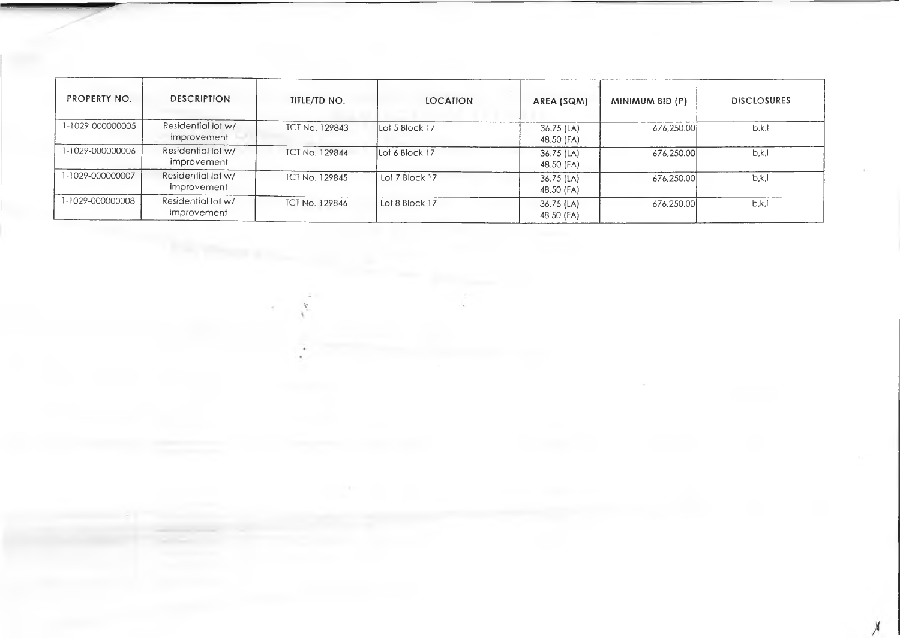| PROPERTY NO. | DESCRIPTION | TITLE/TD NO. | LOCATION | AREA (SQM) | MINIMUM BID (P) | DISCLOSURES |
|---|---|---|---|---|---|---|
| 1-1029-000000005 | Residential lot w/ improvement | TCT No. 129843 | Lot 5 Block 17 | 36.75 (LA) 48.50 (FA) | 676,250.00 | b,k,l |
| 1-1029-000000006 | Residential lot w/ improvement | TCT No. 129844 | Lot 6 Block 17 | 36.75 (LA) 48.50 (FA) | 676,250.00 | b,k,l |
| 1-1029-000000007 | Residential lot w/ improvement | TCT No. 129845 | Lot 7 Block 17 | 36.75 (LA) 48.50 (FA) | 676,250.00 | b,k,l |
| 1-1029-000000008 | Residential lot w/ improvement | TCT No. 129846 | Lot 8 Block 17 | 36.75 (LA) 48.50 (FA) | 676,250.00 | b,k,l |